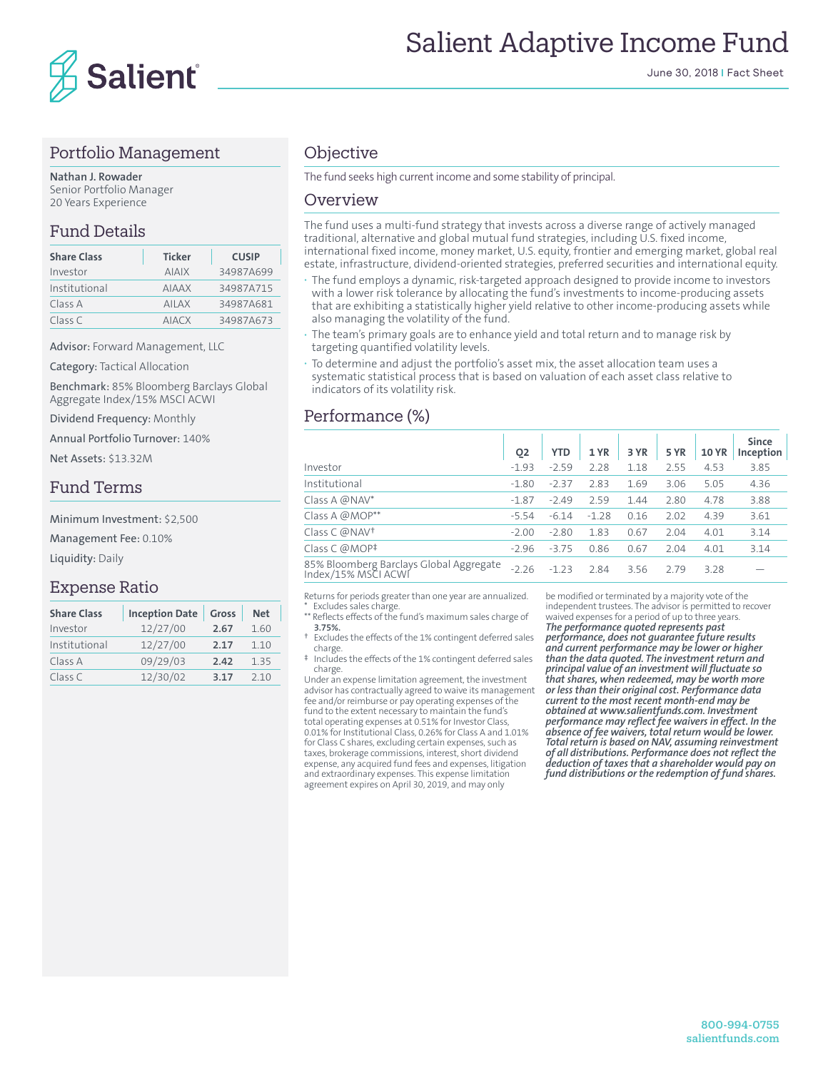# Salient Adaptive Income Fund

June 30, 2018 | Fact Sheet

## Portfolio Management

**Nathan J. Rowader**
Senior Portfolio Manager
20 Years Experience

## Fund Details

| Share Class | Ticker | CUSIP |
|---|---|---|
| Investor | AIAIX | 34987A699 |
| Institutional | AIAAX | 34987A715 |
| Class A | AILAX | 34987A681 |
| Class C | AIACX | 34987A673 |

**Advisor:** Forward Management, LLC

**Category:** Tactical Allocation

**Benchmark:** 85% Bloomberg Barclays Global Aggregate Index/15% MSCI ACWI

**Dividend Frequency:** Monthly

**Annual Portfolio Turnover:** 140%

**Net Assets:** $13.32M

## Fund Terms

**Minimum Investment:** $2,500

**Management Fee:** 0.10%

**Liquidity:** Daily

## Expense Ratio

| Share Class | Inception Date | Gross | Net |
|---|---|---|---|
| Investor | 12/27/00 | **2.67** | 1.60 |
| Institutional | 12/27/00 | **2.17** | 1.10 |
| Class A | 09/29/03 | **2.42** | 1.35 |
| Class C | 12/30/02 | **3.17** | 2.10 |

## Objective

The fund seeks high current income and some stability of principal.

## Overview

The fund uses a multi-fund strategy that invests across a diverse range of actively managed traditional, alternative and global mutual fund strategies, including U.S. fixed income, international fixed income, money market, U.S. equity, frontier and emerging market, global real estate, infrastructure, dividend-oriented strategies, preferred securities and international equity.

- The fund employs a dynamic, risk-targeted approach designed to provide income to investors with a lower risk tolerance by allocating the fund's investments to income-producing assets that are exhibiting a statistically higher yield relative to other income-producing assets while also managing the volatility of the fund.
- The team's primary goals are to enhance yield and total return and to manage risk by targeting quantified volatility levels.
- To determine and adjust the portfolio's asset mix, the asset allocation team uses a systematic statistical process that is based on valuation of each asset class relative to indicators of its volatility risk.

## Performance (%)

| | Q2 | YTD | 1 YR | 3 YR | 5 YR | 10 YR | Since Inception |
|---|---|---|---|---|---|---|---|
| Investor | -1.93 | -2.59 | 2.28 | 1.18 | 2.55 | 4.53 | 3.85 |
| Institutional | -1.80 | -2.37 | 2.83 | 1.69 | 3.06 | 5.05 | 4.36 |
| Class A @NAV* | -1.87 | -2.49 | 2.59 | 1.44 | 2.80 | 4.78 | 3.88 |
| Class A @MOP** | -5.54 | -6.14 | -1.28 | 0.16 | 2.02 | 4.39 | 3.61 |
| Class C @NAV† | -2.00 | -2.80 | 1.83 | 0.67 | 2.04 | 4.01 | 3.14 |
| Class C @MOP‡ | -2.96 | -3.75 | 0.86 | 0.67 | 2.04 | 4.01 | 3.14 |
| 85% Bloomberg Barclays Global Aggregate Index/15% MSCI ACWI | -2.26 | -1.23 | 2.84 | 3.56 | 2.79 | 3.28 | — |

Returns for periods greater than one year are annualized.
\* Excludes sales charge.
\*\* Reflects effects of the fund's maximum sales charge of **3.75%.**
† Excludes the effects of the 1% contingent deferred sales charge.
‡ Includes the effects of the 1% contingent deferred sales charge.

Under an expense limitation agreement, the investment advisor has contractually agreed to waive its management fee and/or reimburse or pay operating expenses of the fund to the extent necessary to maintain the fund's total operating expenses at 0.51% for Investor Class, 0.01% for Institutional Class, 0.26% for Class A and 1.01% for Class C shares, excluding certain expenses, such as taxes, brokerage commissions, interest, short dividend expense, any acquired fund fees and expenses, litigation and extraordinary expenses. This expense limitation agreement expires on April 30, 2019, and may only be modified or terminated by a majority vote of the independent trustees. The advisor is permitted to recover waived expenses for a period of up to three years.

***The performance quoted represents past performance, does not guarantee future results and current performance may be lower or higher than the data quoted. The investment return and principal value of an investment will fluctuate so that shares, when redeemed, may be worth more or less than their original cost. Performance data current to the most recent month-end may be obtained at www.salientfunds.com. Investment performance may reflect fee waivers in effect. In the absence of fee waivers, total return would be lower. Total return is based on NAV, assuming reinvestment of all distributions. Performance does not reflect the deduction of taxes that a shareholder would pay on fund distributions or the redemption of fund shares.***

800-994-0755
salientfunds.com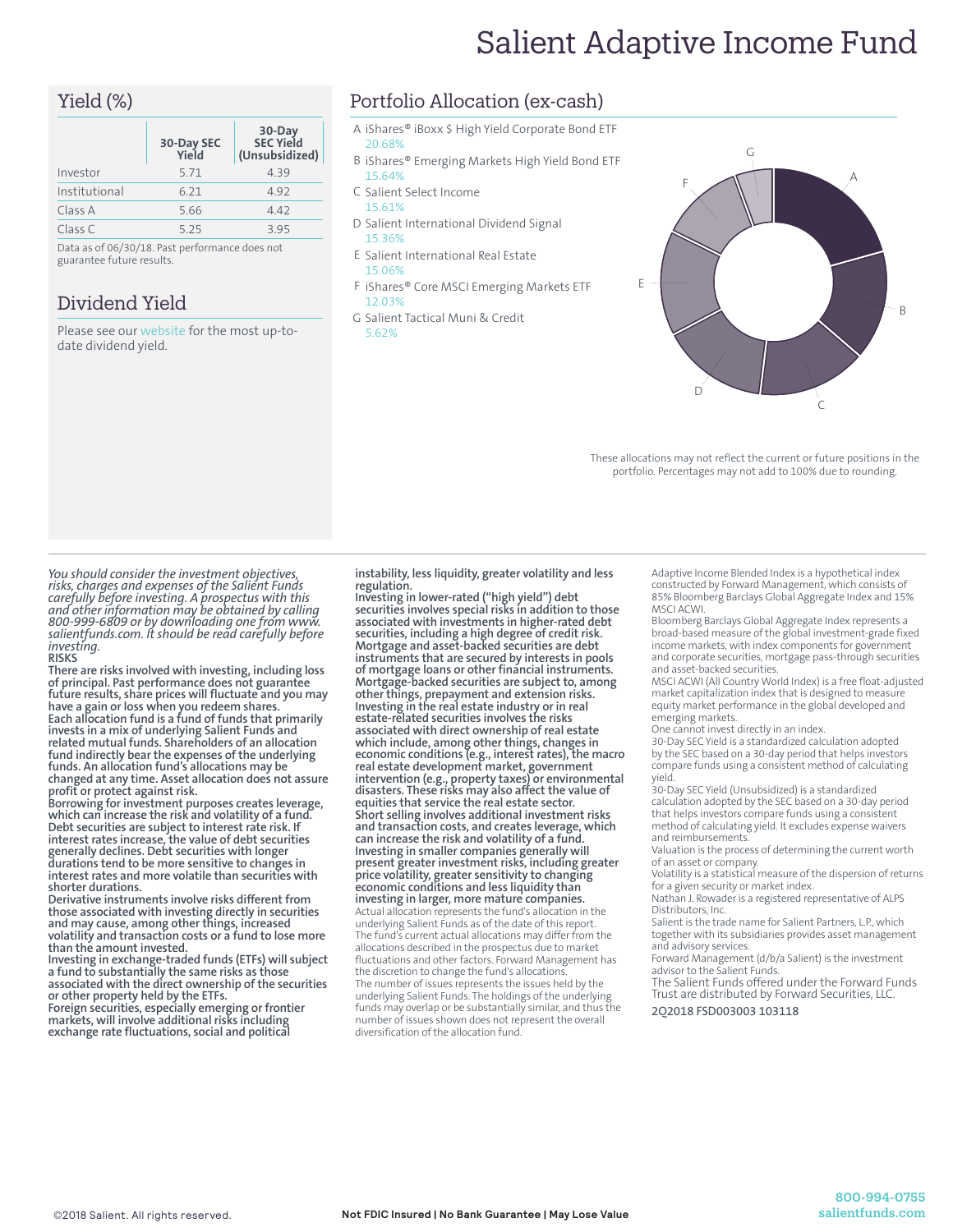# Salient Adaptive Income Fund

## Yield (%)

| | 30-Day SEC Yield | 30-Day SEC Yield (Unsubsidized) |
|---|---|---|
| Investor | 5.71 | 4.39 |
| Institutional | 6.21 | 4.92 |
| Class A | 5.66 | 4.42 |
| Class C | 5.25 | 3.95 |

Data as of 06/30/18. Past performance does not guarantee future results.

## Dividend Yield

Please see our website for the most up-to-date dividend yield.

## Portfolio Allocation (ex-cash)

A iShares® iBoxx $ High Yield Corporate Bond ETF
20.68%

B iShares® Emerging Markets High Yield Bond ETF
15.64%

C Salient Select Income
15.61%

D Salient International Dividend Signal
15.36%

E Salient International Real Estate
15.06%

F iShares® Core MSCI Emerging Markets ETF
12.03%

G Salient Tactical Muni & Credit
5.62%

A
B
C
D
E
F
G

These allocations may not reflect the current or future positions in the portfolio. Percentages may not add to 100% due to rounding.

*You should consider the investment objectives, risks, charges and expenses of the Salient Funds carefully before investing. A prospectus with this and other information may be obtained by calling 800-999-6809 or by downloading one from www.salientfunds.com. It should be read carefully before investing.*

**RISKS**

**There are risks involved with investing, including loss of principal. Past performance does not guarantee future results, share prices will fluctuate and you may have a gain or loss when you redeem shares.**

**Each allocation fund is a fund of funds that primarily invests in a mix of underlying Salient Funds and related mutual funds. Shareholders of an allocation fund indirectly bear the expenses of the underlying funds. An allocation fund's allocations may be changed at any time. Asset allocation does not assure profit or protect against risk.**

**Borrowing for investment purposes creates leverage, which can increase the risk and volatility of a fund.**

**Debt securities are subject to interest rate risk. If interest rates increase, the value of debt securities generally declines. Debt securities with longer durations tend to be more sensitive to changes in interest rates and more volatile than securities with shorter durations.**

**Derivative instruments involve risks different from those associated with investing directly in securities and may cause, among other things, increased volatility and transaction costs or a fund to lose more than the amount invested.**

**Investing in exchange-traded funds (ETFs) will subject a fund to substantially the same risks as those associated with the direct ownership of the securities or other property held by the ETFs.**

**Foreign securities, especially emerging or frontier markets, will involve additional risks including exchange rate fluctuations, social and political instability, less liquidity, greater volatility and less regulation.**

**Investing in lower-rated ("high yield") debt securities involves special risks in addition to those associated with investments in higher-rated debt securities, including a high degree of credit risk.**

**Mortgage and asset-backed securities are debt instruments that are secured by interests in pools of mortgage loans or other financial instruments. Mortgage-backed securities are subject to, among other things, prepayment and extension risks.**

**Investing in the real estate industry or in real estate-related securities involves the risks associated with direct ownership of real estate which include, among other things, changes in economic conditions (e.g., interest rates), the macro real estate development market, government intervention (e.g., property taxes) or environmental disasters. These risks may also affect the value of equities that service the real estate sector.**

**Short selling involves additional investment risks and transaction costs, and creates leverage, which can increase the risk and volatility of a fund.**

**Investing in smaller companies generally will present greater investment risks, including greater price volatility, greater sensitivity to changing economic conditions and less liquidity than investing in larger, more mature companies.**

Actual allocation represents the fund's allocation in the underlying Salient Funds as of the date of this report. The fund's current actual allocations may differ from the allocations described in the prospectus due to market fluctuations and other factors. Forward Management has the discretion to change the fund's allocations.

The number of issues represents the issues held by the underlying Salient Funds. The holdings of the underlying funds may overlap or be substantially similar, and thus the number of issues shown does not represent the overall diversification of the allocation fund.

Adaptive Income Blended Index is a hypothetical index constructed by Forward Management, which consists of 85% Bloomberg Barclays Global Aggregate Index and 15% MSCI ACWI.

Bloomberg Barclays Global Aggregate Index represents a broad-based measure of the global investment-grade fixed income markets, with index components for government and corporate securities, mortgage pass-through securities and asset-backed securities.

MSCI ACWI (All Country World Index) is a free float-adjusted market capitalization index that is designed to measure equity market performance in the global developed and emerging markets.

One cannot invest directly in an index.

30-Day SEC Yield is a standardized calculation adopted by the SEC based on a 30-day period that helps investors compare funds using a consistent method of calculating yield.

30-Day SEC Yield (Unsubsidized) is a standardized calculation adopted by the SEC based on a 30-day period that helps investors compare funds using a consistent method of calculating yield. It excludes expense waivers and reimbursements.

Valuation is the process of determining the current worth of an asset or company.

Volatility is a statistical measure of the dispersion of returns for a given security or market index.

Nathan J. Rowader is a registered representative of ALPS Distributors, Inc.

Salient is the trade name for Salient Partners, L.P., which together with its subsidiaries provides asset management and advisory services.

Forward Management (d/b/a Salient) is the investment advisor to the Salient Funds.

The Salient Funds offered under the Forward Funds Trust are distributed by Forward Securities, LLC.

2Q2018 FSD003003 103118

©2018 Salient. All rights reserved.

**Not FDIC Insured | No Bank Guarantee | May Lose Value**

800-994-0755
salientfunds.com